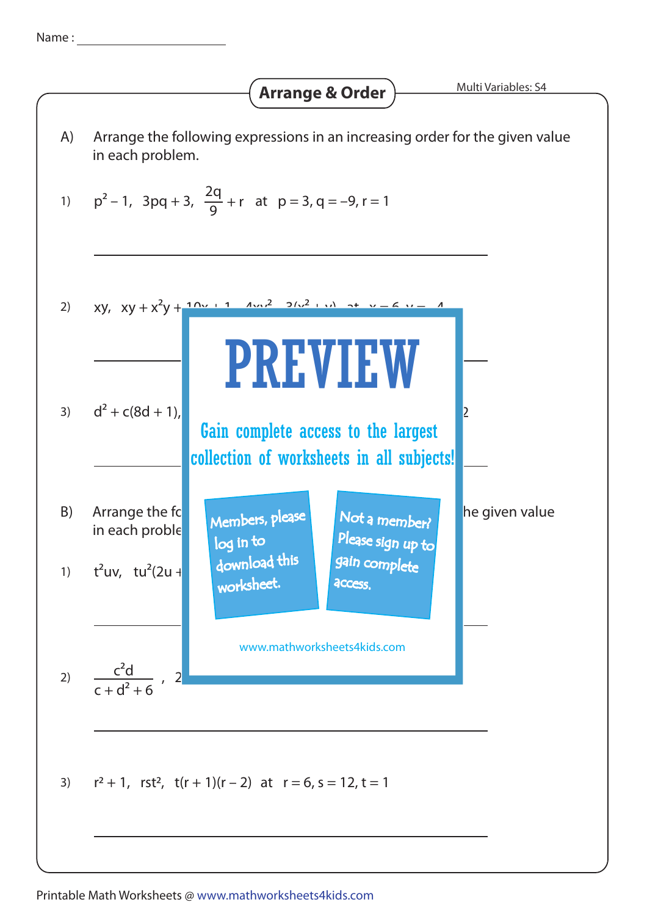Name : ____________________

# Arrange & Order

Multi Variables: S4

A) Arrange the following expressions in an increasing order for the given value in each problem.

1) $p^2 - 1$, $3pq + 3$, $\frac{2q}{9} + r$ at $p = 3, q = -9, r = 1$

______________________________________

2) $xy$, $xy + x^2y +$

______________________________________

3) $d^2 + c(8d + 1)$,

______________________________________

# PREVIEW

Gain complete access to the largest collection of worksheets in all subjects!

Members, please log in to download this worksheet.

Not a member? Please sign up to gain complete access.

www.mathworksheets4kids.com

B) Arrange the fo... he given value in each proble...

1) $t^2uv$, $tu^2(2u +$

______________________________________

2) $\frac{c^2d}{c + d^2 + 6}$, 2

______________________________________

3) $r^2 + 1$, $rst^2$, $t(r + 1)(r - 2)$ at $r = 6, s = 12, t = 1$

______________________________________

Printable Math Worksheets @ www.mathworksheets4kids.com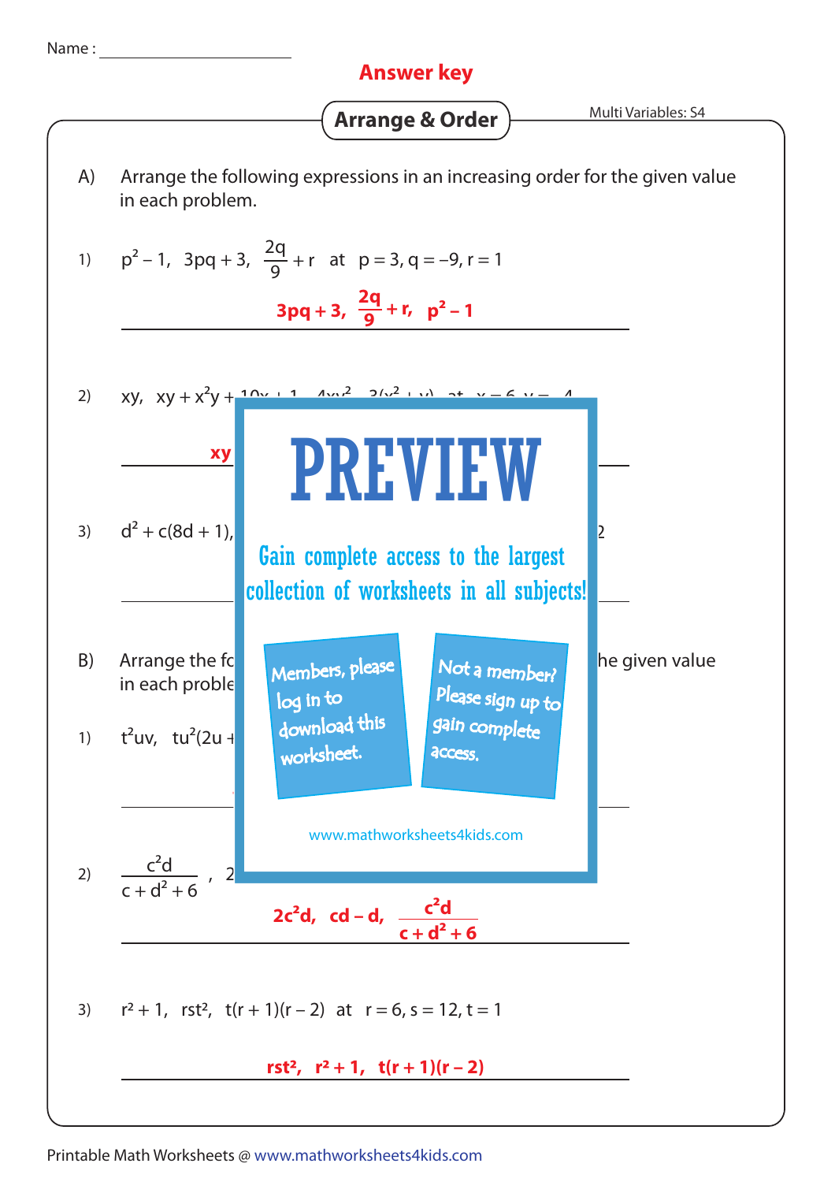Name :

**Answer key**

## Arrange & Order

Multi Variables: S4

A) Arrange the following expressions in an increasing order for the given value in each problem.

1) $p^2 - 1$, $3pq + 3$, $\frac{2q}{9} + r$ at $p = 3, q = -9, r = 1$

**$3pq + 3$, $\frac{2q}{9} + r$, $p^2 - 1$**

2) $xy$, $xy + x^2y + 10x + 1$, $4xy^2$, $3(x^2 + y)$ at $x = 6, y = -4$

**$xy$**

3) $d^2 + c(8d + 1)$,

B) Arrange the following expressions in a decreasing order for the given value in each problem.

1) $t^2uv$, $tu^2(2u +$

2) $\frac{c^2d}{c + d^2 + 6}$, 2

**$2c^2d$, $cd - d$, $\frac{c^2d}{c + d^2 + 6}$**

3) $r^2 + 1$, $rst^2$, $t(r + 1)(r - 2)$ at $r = 6, s = 12, t = 1$

**$rst^2$, $r^2 + 1$, $t(r + 1)(r - 2)$**

PREVIEW

Gain complete access to the largest collection of worksheets in all subjects!

Members, please log in to download this worksheet.

Not a member? Please sign up to gain complete access.

www.mathworksheets4kids.com

Printable Math Worksheets @ www.mathworksheets4kids.com